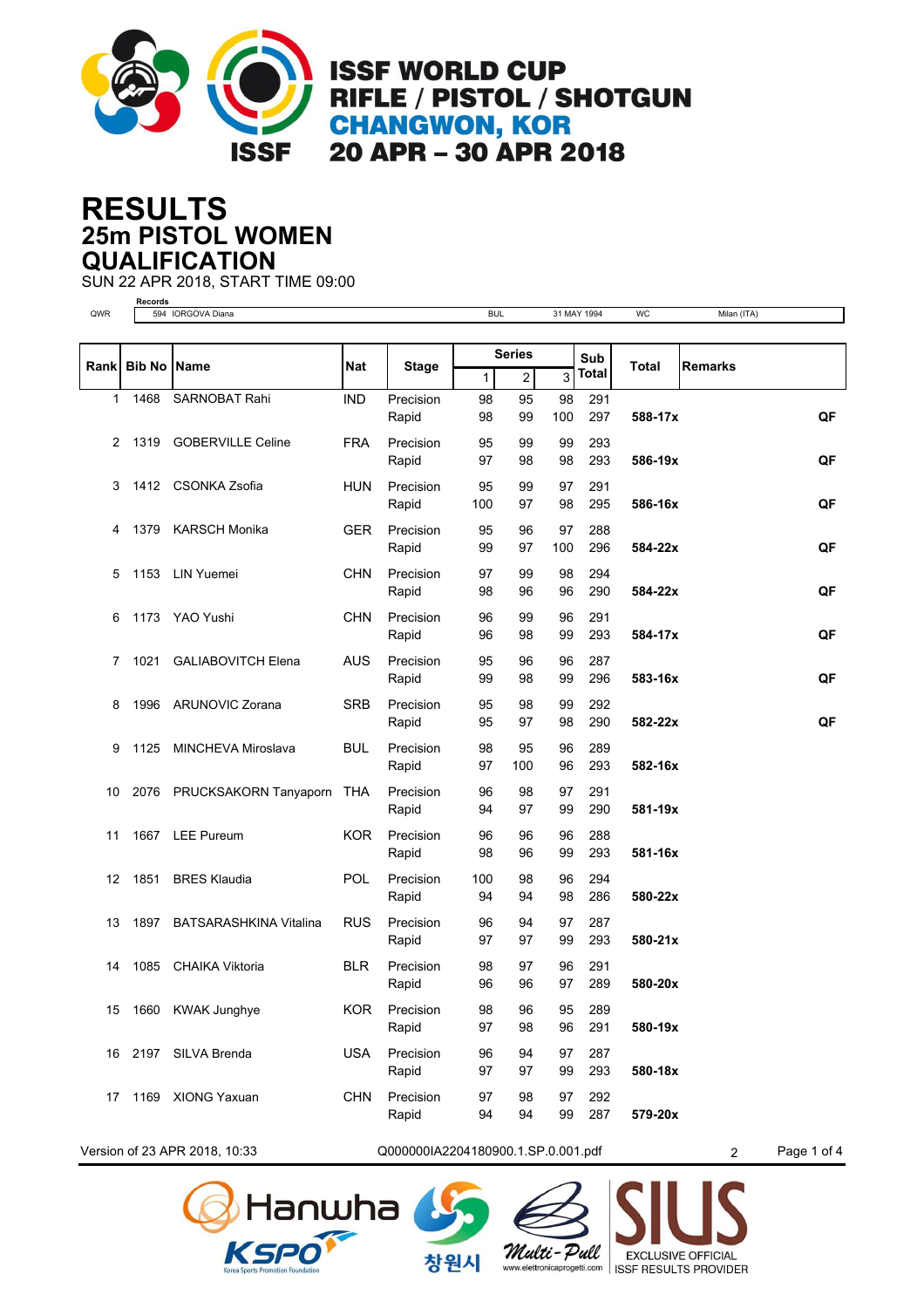# ISSF WORLD CUP
## RIFLE / PISTOL / SHOTGUN
## CHANGWON, KOR
## 20 APR – 30 APR 2018

# RESULTS
## 25m PISTOL WOMEN
## QUALIFICATION

SUN 22 APR 2018, START TIME 09:00

| | Records | | | | | |
|---|---|---|---|---|---|---|
| QWR | 594 | IORGOVA Diana | BUL | 31 MAY 1994 | WC | Milan (ITA) |

| Rank | Bib No | Name | Nat | Stage | Series 1 | Series 2 | Series 3 | Sub Total | Total | Remarks |
|---|---|---|---|---|---|---|---|---|---|---|
| 1 | 1468 | SARNOBAT Rahi | IND | Precision | 98 | 95 | 98 | 291 | | |
| | | | | Rapid | 98 | 99 | 100 | 297 | 588-17x | QF |
| 2 | 1319 | GOBERVILLE Celine | FRA | Precision | 95 | 99 | 99 | 293 | | |
| | | | | Rapid | 97 | 98 | 98 | 293 | 586-19x | QF |
| 3 | 1412 | CSONKA Zsofia | HUN | Precision | 95 | 99 | 97 | 291 | | |
| | | | | Rapid | 100 | 97 | 98 | 295 | 586-16x | QF |
| 4 | 1379 | KARSCH Monika | GER | Precision | 95 | 96 | 97 | 288 | | |
| | | | | Rapid | 99 | 97 | 100 | 296 | 584-22x | QF |
| 5 | 1153 | LIN Yuemei | CHN | Precision | 97 | 99 | 98 | 294 | | |
| | | | | Rapid | 98 | 96 | 96 | 290 | 584-22x | QF |
| 6 | 1173 | YAO Yushi | CHN | Precision | 96 | 99 | 96 | 291 | | |
| | | | | Rapid | 96 | 98 | 99 | 293 | 584-17x | QF |
| 7 | 1021 | GALIABOVITCH Elena | AUS | Precision | 95 | 96 | 96 | 287 | | |
| | | | | Rapid | 99 | 98 | 99 | 296 | 583-16x | QF |
| 8 | 1996 | ARUNOVIC Zorana | SRB | Precision | 95 | 98 | 99 | 292 | | |
| | | | | Rapid | 95 | 97 | 98 | 290 | 582-22x | QF |
| 9 | 1125 | MINCHEVA Miroslava | BUL | Precision | 98 | 95 | 96 | 289 | | |
| | | | | Rapid | 97 | 100 | 96 | 293 | 582-16x | |
| 10 | 2076 | PRUCKSAKORN Tanyaporn | THA | Precision | 96 | 98 | 97 | 291 | | |
| | | | | Rapid | 94 | 97 | 99 | 290 | 581-19x | |
| 11 | 1667 | LEE Pureum | KOR | Precision | 96 | 96 | 96 | 288 | | |
| | | | | Rapid | 98 | 96 | 99 | 293 | 581-16x | |
| 12 | 1851 | BRES Klaudia | POL | Precision | 100 | 98 | 96 | 294 | | |
| | | | | Rapid | 94 | 94 | 98 | 286 | 580-22x | |
| 13 | 1897 | BATSARASHKINA Vitalina | RUS | Precision | 96 | 94 | 97 | 287 | | |
| | | | | Rapid | 97 | 97 | 99 | 293 | 580-21x | |
| 14 | 1085 | CHAIKA Viktoria | BLR | Precision | 98 | 97 | 96 | 291 | | |
| | | | | Rapid | 96 | 96 | 97 | 289 | 580-20x | |
| 15 | 1660 | KWAK Junghye | KOR | Precision | 98 | 96 | 95 | 289 | | |
| | | | | Rapid | 97 | 98 | 96 | 291 | 580-19x | |
| 16 | 2197 | SILVA Brenda | USA | Precision | 96 | 94 | 97 | 287 | | |
| | | | | Rapid | 97 | 97 | 99 | 293 | 580-18x | |
| 17 | 1169 | XIONG Yaxuan | CHN | Precision | 97 | 98 | 97 | 292 | | |
| | | | | Rapid | 94 | 94 | 99 | 287 | 579-20x | |

Version of 23 APR 2018, 10:33 Q000000IA2204180900.1.SP.0.001.pdf 2

Hanwha KSPO Korea Sports Promotion Foundation 창원시 Multi-Pull www.elettronicaprogetti.com SIUS EXCLUSIVE OFFICIAL ISSF RESULTS PROVIDER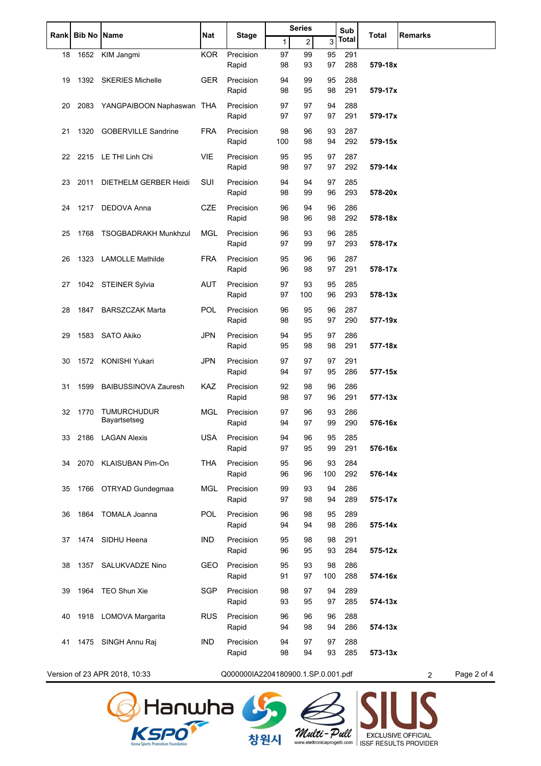| Rank | Bib No | Name | Nat | Stage | Series | | | Sub Total | Total | Remarks |
|---|---|---|---|---|---|---|---|---|---|---|
| | | | | | 1 | 2 | 3 | | | |
| 18 | 1652 | KIM Jangmi | KOR | Precision | 97 | 99 | 95 | 291 | | |
| | | | | Rapid | 98 | 93 | 97 | 288 | **579-18x** | |
| 19 | 1392 | SKERIES Michelle | GER | Precision | 94 | 99 | 95 | 288 | | |
| | | | | Rapid | 98 | 95 | 98 | 291 | **579-17x** | |
| 20 | 2083 | YANGPAIBOON Naphaswan | THA | Precision | 97 | 97 | 94 | 288 | | |
| | | | | Rapid | 97 | 97 | 97 | 291 | **579-17x** | |
| 21 | 1320 | GOBERVILLE Sandrine | FRA | Precision | 98 | 96 | 93 | 287 | | |
| | | | | Rapid | 100 | 98 | 94 | 292 | **579-15x** | |
| 22 | 2215 | LE THI Linh Chi | VIE | Precision | 95 | 95 | 97 | 287 | | |
| | | | | Rapid | 98 | 97 | 97 | 292 | **579-14x** | |
| 23 | 2011 | DIETHELM GERBER Heidi | SUI | Precision | 94 | 94 | 97 | 285 | | |
| | | | | Rapid | 98 | 99 | 96 | 293 | **578-20x** | |
| 24 | 1217 | DEDOVA Anna | CZE | Precision | 96 | 94 | 96 | 286 | | |
| | | | | Rapid | 98 | 96 | 98 | 292 | **578-18x** | |
| 25 | 1768 | TSOGBADRAKH Munkhzul | MGL | Precision | 96 | 93 | 96 | 285 | | |
| | | | | Rapid | 97 | 99 | 97 | 293 | **578-17x** | |
| 26 | 1323 | LAMOLLE Mathilde | FRA | Precision | 95 | 96 | 96 | 287 | | |
| | | | | Rapid | 96 | 98 | 97 | 291 | **578-17x** | |
| 27 | 1042 | STEINER Sylvia | AUT | Precision | 97 | 93 | 95 | 285 | | |
| | | | | Rapid | 97 | 100 | 96 | 293 | **578-13x** | |
| 28 | 1847 | BARSZCZAK Marta | POL | Precision | 96 | 95 | 96 | 287 | | |
| | | | | Rapid | 98 | 95 | 97 | 290 | **577-19x** | |
| 29 | 1583 | SATO Akiko | JPN | Precision | 94 | 95 | 97 | 286 | | |
| | | | | Rapid | 95 | 98 | 98 | 291 | **577-18x** | |
| 30 | 1572 | KONISHI Yukari | JPN | Precision | 97 | 97 | 97 | 291 | | |
| | | | | Rapid | 94 | 97 | 95 | 286 | **577-15x** | |
| 31 | 1599 | BAIBUSSINOVA Zauresh | KAZ | Precision | 92 | 98 | 96 | 286 | | |
| | | | | Rapid | 98 | 97 | 96 | 291 | **577-13x** | |
| 32 | 1770 | TUMURCHUDUR Bayartsetseg | MGL | Precision | 97 | 96 | 93 | 286 | | |
| | | | | Rapid | 94 | 97 | 99 | 290 | **576-16x** | |
| 33 | 2186 | LAGAN Alexis | USA | Precision | 94 | 96 | 95 | 285 | | |
| | | | | Rapid | 97 | 95 | 99 | 291 | **576-16x** | |
| 34 | 2070 | KLAISUBAN Pim-On | THA | Precision | 95 | 96 | 93 | 284 | | |
| | | | | Rapid | 96 | 96 | 100 | 292 | **576-14x** | |
| 35 | 1766 | OTRYAD Gundegmaa | MGL | Precision | 99 | 93 | 94 | 286 | | |
| | | | | Rapid | 97 | 98 | 94 | 289 | **575-17x** | |
| 36 | 1864 | TOMALA Joanna | POL | Precision | 96 | 98 | 95 | 289 | | |
| | | | | Rapid | 94 | 94 | 98 | 286 | **575-14x** | |
| 37 | 1474 | SIDHU Heena | IND | Precision | 95 | 98 | 98 | 291 | | |
| | | | | Rapid | 96 | 95 | 93 | 284 | **575-12x** | |
| 38 | 1357 | SALUKVADZE Nino | GEO | Precision | 95 | 93 | 98 | 286 | | |
| | | | | Rapid | 91 | 97 | 100 | 288 | **574-16x** | |
| 39 | 1964 | TEO Shun Xie | SGP | Precision | 98 | 97 | 94 | 289 | | |
| | | | | Rapid | 93 | 95 | 97 | 285 | **574-13x** | |
| 40 | 1918 | LOMOVA Margarita | RUS | Precision | 96 | 96 | 96 | 288 | | |
| | | | | Rapid | 94 | 98 | 94 | 286 | **574-13x** | |
| 41 | 1475 | SINGH Annu Raj | IND | Precision | 94 | 97 | 97 | 288 | | |
| | | | | Rapid | 98 | 94 | 93 | 285 | **573-13x** | |

Version of 23 APR 2018, 10:33 Q000000IA2204180900.1.SP.0.001.pdf

Hanwha KSPO 창원시 Multi-Pull www.elettronicaprogetti.com SIUS EXCLUSIVE OFFICIAL ISSF RESULTS PROVIDER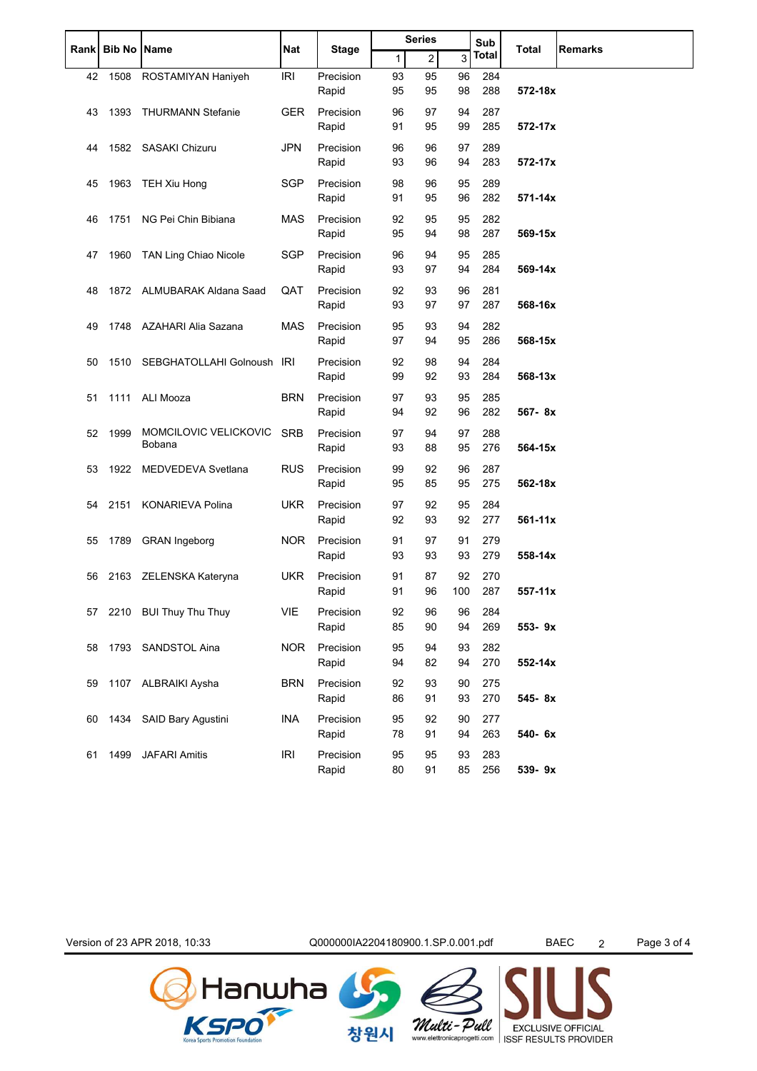| Rank | Bib No | Name | Nat | Stage | Series | | | Sub Total | Total | Remarks |
|---|---|---|---|---|---|---|---|---|---|---|
| | | | | | 1 | 2 | 3 | | | |
| 42 | 1508 | ROSTAMIYAN Haniyeh | IRI | Precision | 93 | 95 | 96 | 284 | | |
| | | | | Rapid | 95 | 95 | 98 | 288 | **572-18x** | |
| 43 | 1393 | THURMANN Stefanie | GER | Precision | 96 | 97 | 94 | 287 | | |
| | | | | Rapid | 91 | 95 | 99 | 285 | **572-17x** | |
| 44 | 1582 | SASAKI Chizuru | JPN | Precision | 96 | 96 | 97 | 289 | | |
| | | | | Rapid | 93 | 96 | 94 | 283 | **572-17x** | |
| 45 | 1963 | TEH Xiu Hong | SGP | Precision | 98 | 96 | 95 | 289 | | |
| | | | | Rapid | 91 | 95 | 96 | 282 | **571-14x** | |
| 46 | 1751 | NG Pei Chin Bibiana | MAS | Precision | 92 | 95 | 95 | 282 | | |
| | | | | Rapid | 95 | 94 | 98 | 287 | **569-15x** | |
| 47 | 1960 | TAN Ling Chiao Nicole | SGP | Precision | 96 | 94 | 95 | 285 | | |
| | | | | Rapid | 93 | 97 | 94 | 284 | **569-14x** | |
| 48 | 1872 | ALMUBARAK Aldana Saad | QAT | Precision | 92 | 93 | 96 | 281 | | |
| | | | | Rapid | 93 | 97 | 97 | 287 | **568-16x** | |
| 49 | 1748 | AZAHARI Alia Sazana | MAS | Precision | 95 | 93 | 94 | 282 | | |
| | | | | Rapid | 97 | 94 | 95 | 286 | **568-15x** | |
| 50 | 1510 | SEBGHATOLLAHI Golnoush | IRI | Precision | 92 | 98 | 94 | 284 | | |
| | | | | Rapid | 99 | 92 | 93 | 284 | **568-13x** | |
| 51 | 1111 | ALI Mooza | BRN | Precision | 97 | 93 | 95 | 285 | | |
| | | | | Rapid | 94 | 92 | 96 | 282 | **567- 8x** | |
| 52 | 1999 | MOMCILOVIC VELICKOVIC Bobana | SRB | Precision | 97 | 94 | 97 | 288 | | |
| | | | | Rapid | 93 | 88 | 95 | 276 | **564-15x** | |
| 53 | 1922 | MEDVEDEVA Svetlana | RUS | Precision | 99 | 92 | 96 | 287 | | |
| | | | | Rapid | 95 | 85 | 95 | 275 | **562-18x** | |
| 54 | 2151 | KONARIEVA Polina | UKR | Precision | 97 | 92 | 95 | 284 | | |
| | | | | Rapid | 92 | 93 | 92 | 277 | **561-11x** | |
| 55 | 1789 | GRAN Ingeborg | NOR | Precision | 91 | 97 | 91 | 279 | | |
| | | | | Rapid | 93 | 93 | 93 | 279 | **558-14x** | |
| 56 | 2163 | ZELENSKA Kateryna | UKR | Precision | 91 | 87 | 92 | 270 | | |
| | | | | Rapid | 91 | 96 | 100 | 287 | **557-11x** | |
| 57 | 2210 | BUI Thuy Thu Thuy | VIE | Precision | 92 | 96 | 96 | 284 | | |
| | | | | Rapid | 85 | 90 | 94 | 269 | **553- 9x** | |
| 58 | 1793 | SANDSTOL Aina | NOR | Precision | 95 | 94 | 93 | 282 | | |
| | | | | Rapid | 94 | 82 | 94 | 270 | **552-14x** | |
| 59 | 1107 | ALBRAIKI Aysha | BRN | Precision | 92 | 93 | 90 | 275 | | |
| | | | | Rapid | 86 | 91 | 93 | 270 | **545- 8x** | |
| 60 | 1434 | SAID Bary Agustini | INA | Precision | 95 | 92 | 90 | 277 | | |
| | | | | Rapid | 78 | 91 | 94 | 263 | **540- 6x** | |
| 61 | 1499 | JAFARI Amitis | IRI | Precision | 95 | 95 | 93 | 283 | | |
| | | | | Rapid | 80 | 91 | 85 | 256 | **539- 9x** | |

Version of 23 APR 2018, 10:33 Q000000IA2204180900.1.SP.0.001.pdf BAEC 2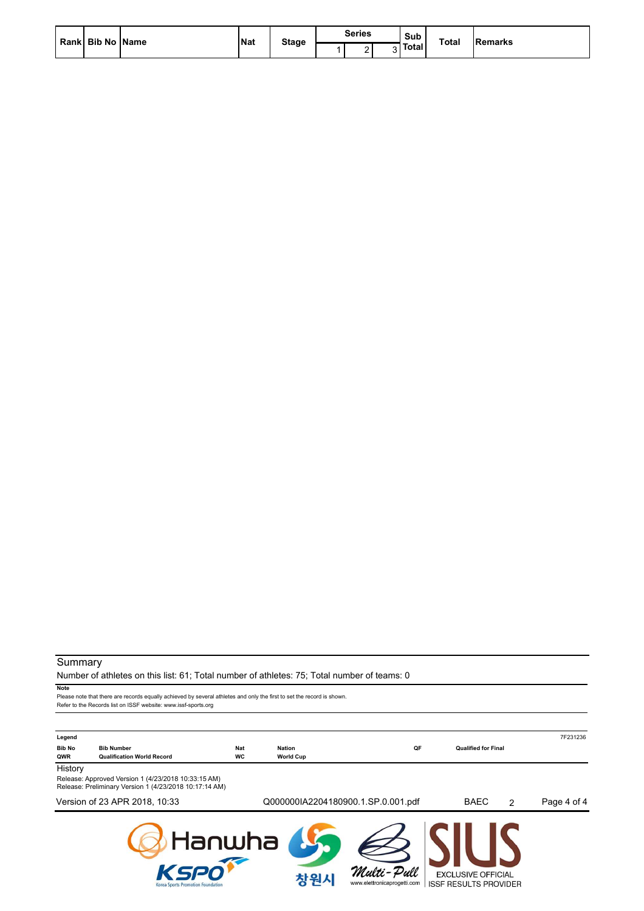| Rank | Bib No | Name | Nat | Stage | Series | | | Sub Total | Total | Remarks |
|---|---|---|---|---|---|---|---|---|---|---|
| | | | | | 1 | 2 | 3 | | | |

## Summary

Number of athletes on this list: 61; Total number of athletes: 75; Total number of teams: 0

**Note**

Please note that there are records equally achieved by several athletes and only the first to set the record is shown.
Refer to the Records list on ISSF website: www.issf-sports.org

**Legend**

7F231236

| | | | | | |
|---|---|---|---|---|---|
| **Bib No** | **Bib Number** | **Nat** | **Nation** | **QF** | **Qualified for Final** |
| **QWR** | **Qualification World Record** | **WC** | **World Cup** | | |

History

Release: Approved Version 1 (4/23/2018 10:33:15 AM)
Release: Preliminary Version 1 (4/23/2018 10:17:14 AM)

Version of 23 APR 2018, 10:33 Q000000IA2204180900.1.SP.0.001.pdf BAEC 2

Hanwha KSPO Korea Sports Promotion Foundation 창원시 Multi-Pull www.elettronicaprogetti.com SIUS EXCLUSIVE OFFICIAL ISSF RESULTS PROVIDER